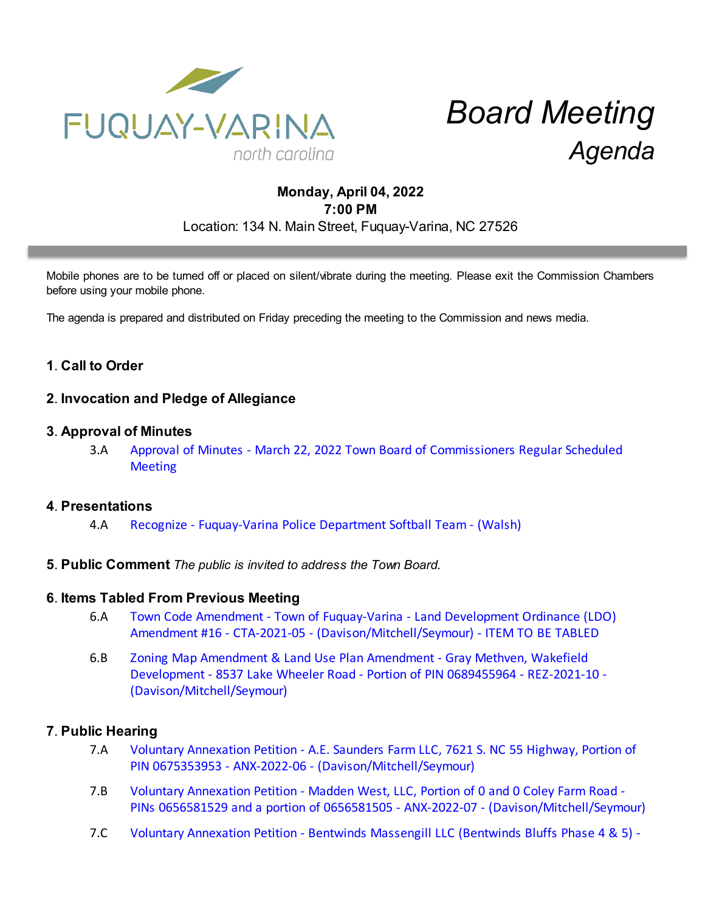FUQUAY-VARINA
north carolina

# Board Meeting
## Agenda

**Monday, April 04, 2022**
**7:00 PM**
Location: 134 N. Main Street, Fuquay-Varina, NC 27526

Mobile phones are to be turned off or placed on silent/vibrate during the meeting. Please exit the Commission Chambers before using your mobile phone.

The agenda is prepared and distributed on Friday preceding the meeting to the Commission and news media.

### 1. Call to Order

### 2. Invocation and Pledge of Allegiance

### 3. Approval of Minutes

3.A Approval of Minutes - March 22, 2022 Town Board of Commissioners Regular Scheduled Meeting

### 4. Presentations

4.A Recognize - Fuquay-Varina Police Department Softball Team - (Walsh)

### 5. Public Comment *The public is invited to address the Town Board.*

### 6. Items Tabled From Previous Meeting

6.A Town Code Amendment - Town of Fuquay-Varina - Land Development Ordinance (LDO) Amendment #16 - CTA-2021-05 - (Davison/Mitchell/Seymour) - ITEM TO BE TABLED

6.B Zoning Map Amendment & Land Use Plan Amendment - Gray Methven, Wakefield Development - 8537 Lake Wheeler Road - Portion of PIN 0689455964 - REZ-2021-10 - (Davison/Mitchell/Seymour)

### 7. Public Hearing

7.A Voluntary Annexation Petition - A.E. Saunders Farm LLC, 7621 S. NC 55 Highway, Portion of PIN 0675353953 - ANX-2022-06 - (Davison/Mitchell/Seymour)

7.B Voluntary Annexation Petition - Madden West, LLC, Portion of 0 and 0 Coley Farm Road - PINs 0656581529 and a portion of 0656581505 - ANX-2022-07 - (Davison/Mitchell/Seymour)

7.C Voluntary Annexation Petition - Bentwinds Massengill LLC (Bentwinds Bluffs Phase 4 & 5) -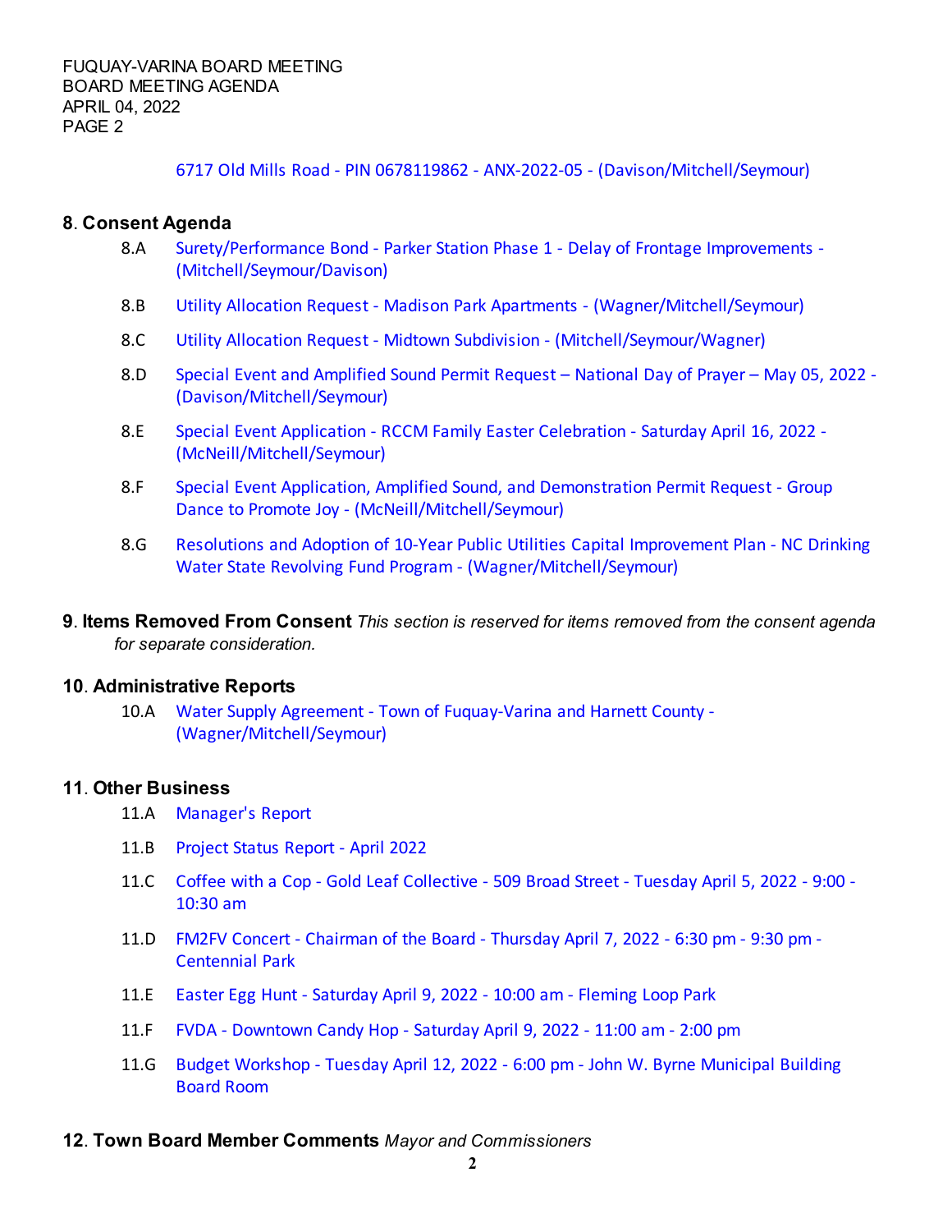6717 Old Mills Road - PIN 0678119862 - ANX-2022-05 - (Davison/Mitchell/Seymour)

## 8. Consent Agenda

- 8.A Surety/Performance Bond - Parker Station Phase 1 - Delay of Frontage Improvements - (Mitchell/Seymour/Davison)
- 8.B Utility Allocation Request - Madison Park Apartments - (Wagner/Mitchell/Seymour)
- 8.C Utility Allocation Request - Midtown Subdivision - (Mitchell/Seymour/Wagner)
- 8.D Special Event and Amplified Sound Permit Request – National Day of Prayer – May 05, 2022 - (Davison/Mitchell/Seymour)
- 8.E Special Event Application - RCCM Family Easter Celebration - Saturday April 16, 2022 - (McNeill/Mitchell/Seymour)
- 8.F Special Event Application, Amplified Sound, and Demonstration Permit Request - Group Dance to Promote Joy - (McNeill/Mitchell/Seymour)
- 8.G Resolutions and Adoption of 10-Year Public Utilities Capital Improvement Plan - NC Drinking Water State Revolving Fund Program - (Wagner/Mitchell/Seymour)

## 9. Items Removed From Consent *This section is reserved for items removed from the consent agenda for separate consideration.*

## 10. Administrative Reports

- 10.A Water Supply Agreement - Town of Fuquay-Varina and Harnett County - (Wagner/Mitchell/Seymour)

## 11. Other Business

- 11.A Manager's Report
- 11.B Project Status Report - April 2022
- 11.C Coffee with a Cop - Gold Leaf Collective - 509 Broad Street - Tuesday April 5, 2022 - 9:00 - 10:30 am
- 11.D FM2FV Concert - Chairman of the Board - Thursday April 7, 2022 - 6:30 pm - 9:30 pm - Centennial Park
- 11.E Easter Egg Hunt - Saturday April 9, 2022 - 10:00 am - Fleming Loop Park
- 11.F FVDA - Downtown Candy Hop - Saturday April 9, 2022 - 11:00 am - 2:00 pm
- 11.G Budget Workshop - Tuesday April 12, 2022 - 6:00 pm - John W. Byrne Municipal Building Board Room

## 12. Town Board Member Comments *Mayor and Commissioners*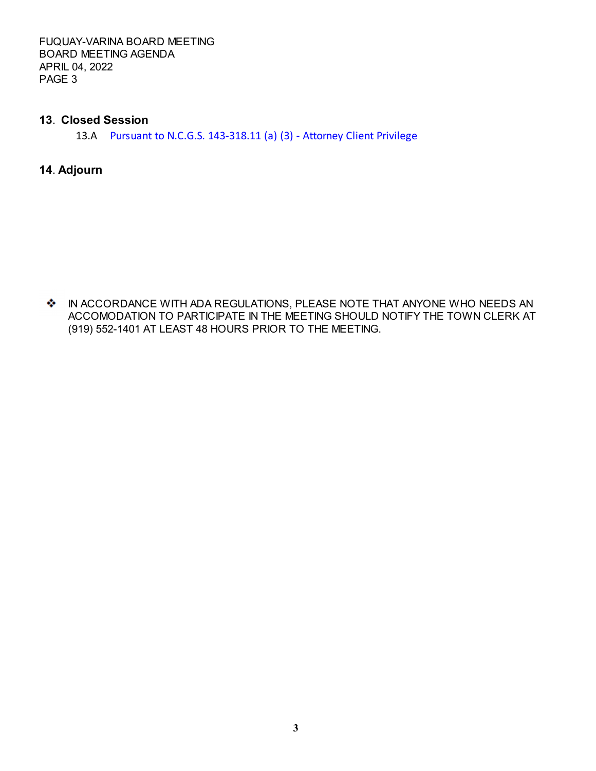## 13. Closed Session

13.A Pursuant to N.C.G.S. 143-318.11 (a) (3) - Attorney Client Privilege

## 14. Adjourn

- IN ACCORDANCE WITH ADA REGULATIONS, PLEASE NOTE THAT ANYONE WHO NEEDS AN ACCOMODATION TO PARTICIPATE IN THE MEETING SHOULD NOTIFY THE TOWN CLERK AT (919) 552-1401 AT LEAST 48 HOURS PRIOR TO THE MEETING.